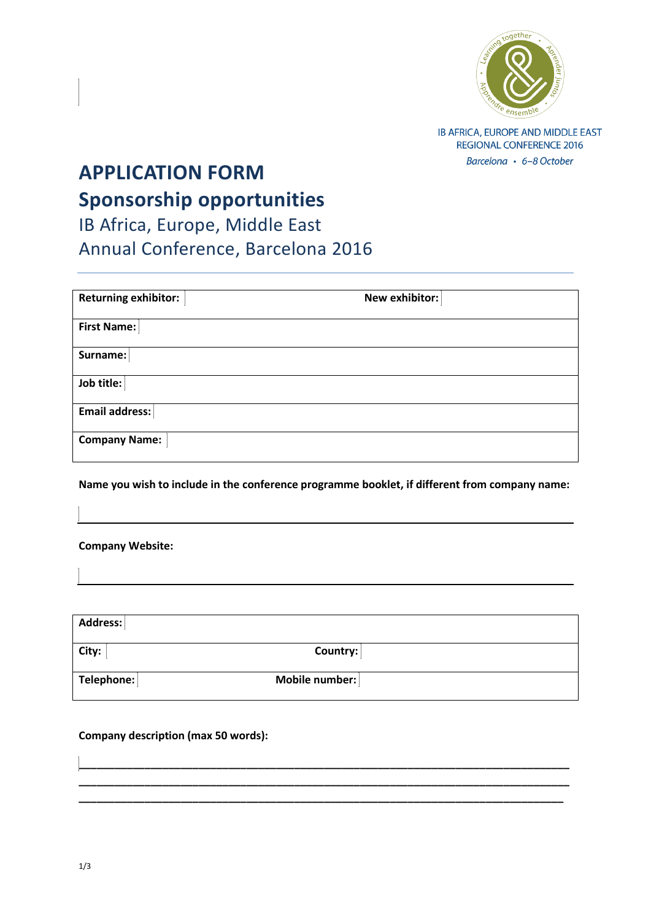IB AFRICA, EUROPE AND MIDDLE EAST
REGIONAL CONFERENCE 2016
*Barcelona • 6–8 October*

# APPLICATION FORM
# Sponsorship opportunities
## IB Africa, Europe, Middle East
## Annual Conference, Barcelona 2016

| **Returning exhibitor:** | **New exhibitor:** |
|---|---|
| **First Name:** | |
| **Surname:** | |
| **Job title:** | |
| **Email address:** | |
| **Company Name:** | |

**Name you wish to include in the conference programme booklet, if different from company name:**

_______________________________________________

**Company Website:**

_______________________________________________

| **Address:** | |
|---|---|
| **City:** | **Country:** |
| **Telephone:** | **Mobile number:** |

**Company description (max 50 words):**

_______________________________________________
_______________________________________________
_______________________________________________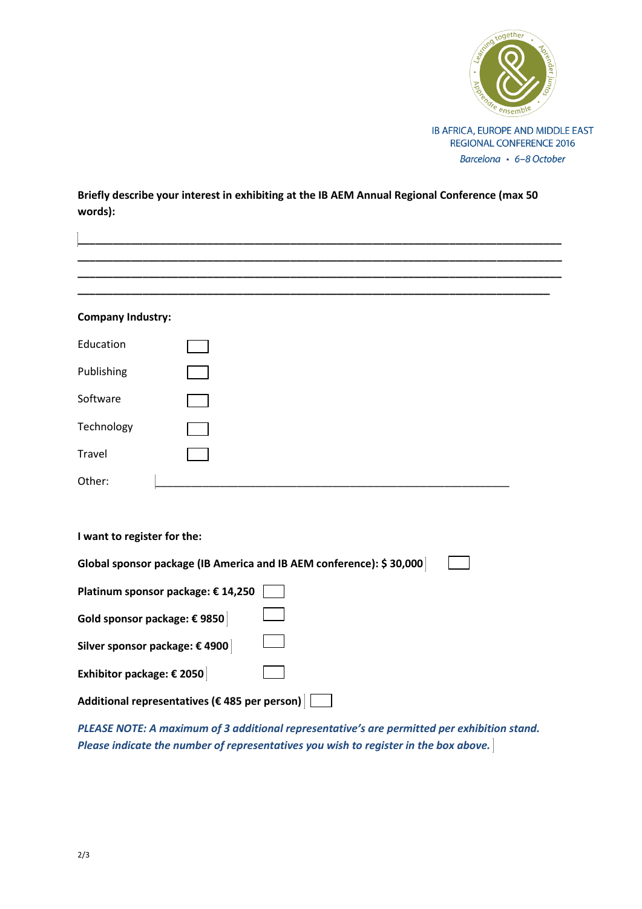IB AFRICA, EUROPE AND MIDDLE EAST
REGIONAL CONFERENCE 2016
*Barcelona • 6–8 October*

**Briefly describe your interest in exhibiting at the IB AEM Annual Regional Conference (max 50 words):**

\_\_\_\_\_\_\_\_\_\_\_\_\_\_\_\_\_\_\_\_\_\_\_\_\_\_\_\_\_\_\_\_\_\_\_\_\_\_\_\_\_\_\_\_\_\_\_\_\_\_\_\_\_\_\_\_\_\_\_\_\_\_\_\_\_\_\_\_\_\_\_\_\_\_

\_\_\_\_\_\_\_\_\_\_\_\_\_\_\_\_\_\_\_\_\_\_\_\_\_\_\_\_\_\_\_\_\_\_\_\_\_\_\_\_\_\_\_\_\_\_\_\_\_\_\_\_\_\_\_\_\_\_\_\_\_\_\_\_\_\_\_\_\_\_\_\_\_\_

\_\_\_\_\_\_\_\_\_\_\_\_\_\_\_\_\_\_\_\_\_\_\_\_\_\_\_\_\_\_\_\_\_\_\_\_\_\_\_\_\_\_\_\_\_\_\_\_\_\_\_\_\_\_\_\_\_\_\_\_\_\_\_\_\_\_\_\_\_\_\_\_\_\_

\_\_\_\_\_\_\_\_\_\_\_\_\_\_\_\_\_\_\_\_\_\_\_\_\_\_\_\_\_\_\_\_\_\_\_\_\_\_\_\_\_\_\_\_\_\_\_\_\_\_\_\_\_\_\_\_\_\_\_\_\_\_\_\_\_\_\_\_\_\_\_\_\_

**Company Industry:**

Education ☐

Publishing ☐

Software ☐

Technology ☐

Travel ☐

Other: \_\_\_\_\_\_\_\_\_\_\_\_\_\_\_\_\_\_\_\_\_\_\_\_\_\_\_\_\_\_\_\_\_\_\_\_\_\_\_\_\_\_\_\_\_\_\_\_\_\_\_\_\_\_\_\_

**I want to register for the:**

**Global sponsor package (IB America and IB AEM conference): $ 30,000** ☐

**Platinum sponsor package: € 14,250** ☐

**Gold sponsor package: € 9850** ☐

**Silver sponsor package: € 4900** ☐

**Exhibitor package: € 2050** ☐

**Additional representatives (€ 485 per person)** ☐

***PLEASE NOTE: A maximum of 3 additional representative's are permitted per exhibition stand. Please indicate the number of representatives you wish to register in the box above.***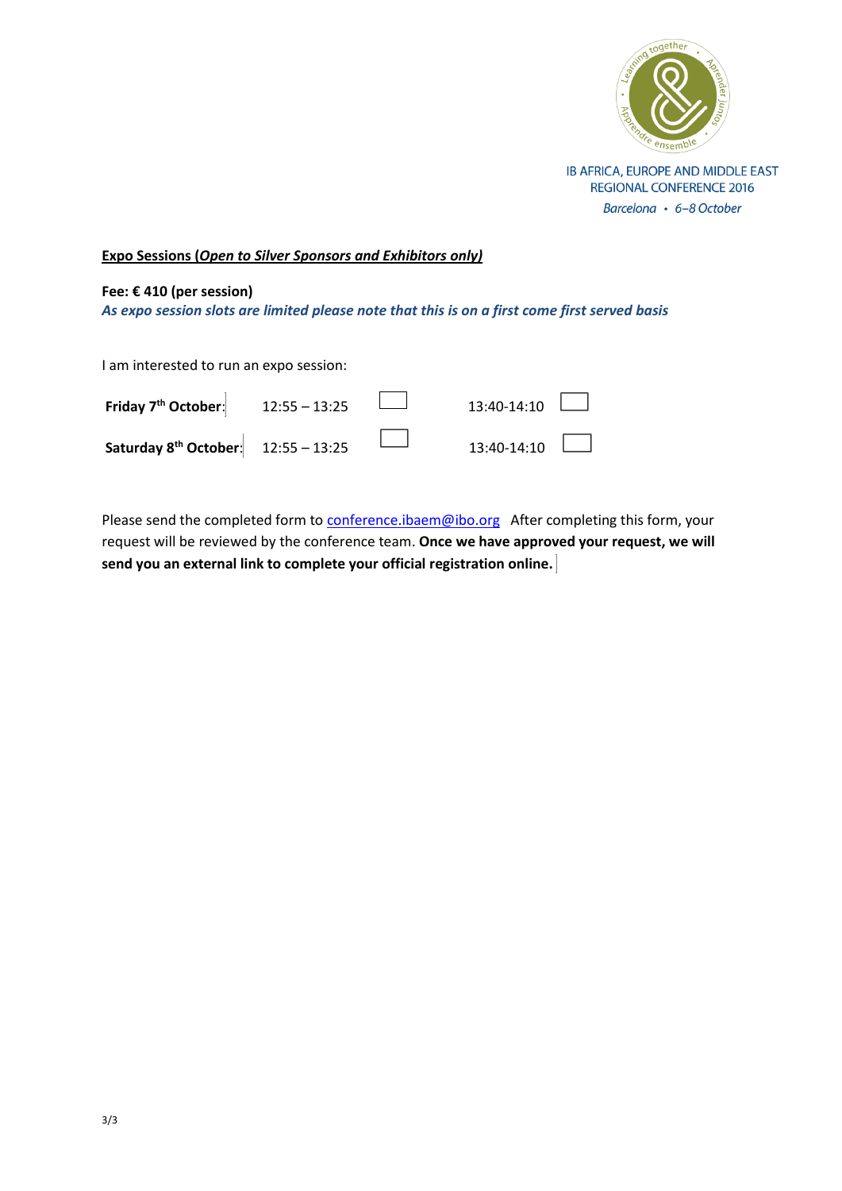IB AFRICA, EUROPE AND MIDDLE EAST
REGIONAL CONFERENCE 2016
*Barcelona • 6–8 October*

**Expo Sessions (*Open to Silver Sponsors and Exhibitors only*)**

**Fee: € 410 (per session)**
***As expo session slots are limited please note that this is on a first come first served basis***

I am interested to run an expo session:

| | | | | |
|---|---|---|---|---|
| **Friday 7th October**: | 12:55 – 13:25 | ☐ | 13:40-14:10 | ☐ |
| **Saturday 8th October**: | 12:55 – 13:25 | ☐ | 13:40-14:10 | ☐ |

Please send the completed form to conference.ibaem@ibo.org After completing this form, your request will be reviewed by the conference team. **Once we have approved your request, we will send you an external link to complete your official registration online.**